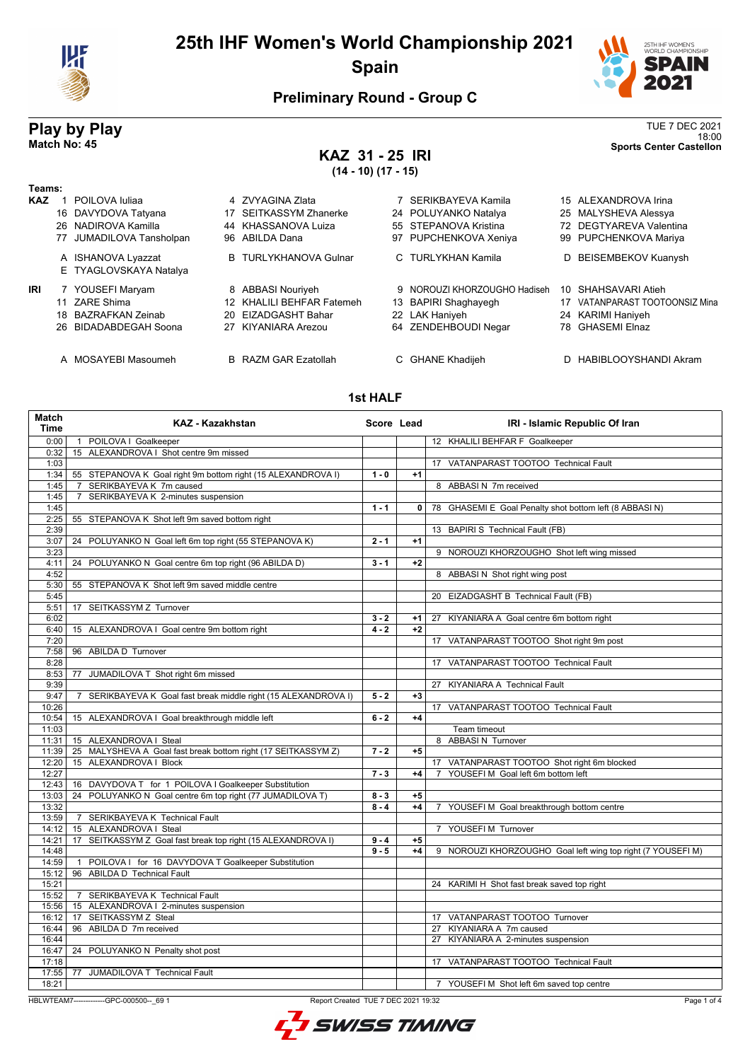# 25th IHF Women's World Championship 2021
## Spain

### Preliminary Round - Group C

**Play by Play**
**Match No: 45**

TUE 7 DEC 2021
18:00
**Sports Center Castellon**

## KAZ 31 - 25 IRI
**(14 - 10) (17 - 15)**

**Teams:**

**KAZ**
1 POILOVA Iuliaa, 4 ZVYAGINA Zlata, 7 SERIKBAYEVA Kamila, 15 ALEXANDROVA Irina
16 DAVYDOVA Tatyana, 17 SEITKASSYM Zhanerke, 24 POLUYANKO Natalya, 25 MALYSHEVA Alessya
26 NADIROVA Kamilla, 44 KHASSANOVA Luiza, 55 STEPANOVA Kristina, 72 DEGTYAREVA Valentina
77 JUMADILOVA Tansholpan, 96 ABILDA Dana, 97 PUPCHENKOVA Xeniya, 99 PUPCHENKOVA Mariya

A ISHANOVA Lyazzat, B TURLYKHANOVA Gulnar, C TURLYKHAN Kamila, D BEISEMBEKOV Kuanysh
E TYAGLOVSKAYA Natalya

**IRI**
7 YOUSEFI Maryam, 8 ABBASI Nouriyeh, 9 NOROUZI KHORZOUGHO Hadiseh, 10 SHAHSAVARI Atieh
11 ZARE Shima, 12 KHALILI BEHFAR Fatemeh, 13 BAPIRI Shaghayegh, 17 VATANPARAST TOOTOONSIZ Mina
18 BAZRAFKAN Zeinab, 20 EIZADGASHT Bahar, 22 LAK Haniyeh, 24 KARIMI Haniyeh
26 BIDADABDEGAH Soona, 27 KIYANIARA Arezou, 64 ZENDEHBOUDI Negar, 78 GHASEMI Elnaz

A MOSAYEBI Masoumeh, B RAZM GAR Ezatollah, C GHANE Khadijeh, D HABIBLOOYSHANDI Akram

### 1st HALF

| Match Time | KAZ - Kazakhstan | Score | Lead | IRI - Islamic Republic Of Iran |
|---|---|---|---|---|
| 0:00 | 1 POILOVA I Goalkeeper | | | 12 KHALILI BEHFAR F Goalkeeper |
| 0:32 | 15 ALEXANDROVA I Shot centre 9m missed | | | |
| 1:03 | | | | 17 VATANPARAST TOOTOO Technical Fault |
| 1:34 | 55 STEPANOVA K Goal right 9m bottom right (15 ALEXANDROVA I) | 1 - 0 | +1 | |
| 1:45 | 7 SERIKBAYEVA K 7m caused | | | 8 ABBASI N 7m received |
| 1:45 | 7 SERIKBAYEVA K 2-minutes suspension | | | |
| 1:45 | | 1 - 1 | 0 | 78 GHASEMI E Goal Penalty shot bottom left (8 ABBASI N) |
| 2:25 | 55 STEPANOVA K Shot left 9m saved bottom right | | | |
| 2:39 | | | | 13 BAPIRI S Technical Fault (FB) |
| 3:07 | 24 POLUYANKO N Goal left 6m top right (55 STEPANOVA K) | 2 - 1 | +1 | |
| 3:23 | | | | 9 NOROUZI KHORZOUGHO Shot left wing missed |
| 4:11 | 24 POLUYANKO N Goal centre 6m top right (96 ABILDA D) | 3 - 1 | +2 | |
| 4:52 | | | | 8 ABBASI N Shot right wing post |
| 5:30 | 55 STEPANOVA K Shot left 9m saved middle centre | | | |
| 5:45 | | | | 20 EIZADGASHT B Technical Fault (FB) |
| 5:51 | 17 SEITKASSYM Z Turnover | | | |
| 6:02 | | 3 - 2 | +1 | 27 KIYANIARA A Goal centre 6m bottom right |
| 6:40 | 15 ALEXANDROVA I Goal centre 9m bottom right | 4 - 2 | +2 | |
| 7:20 | | | | 17 VATANPARAST TOOTOO Shot right 9m post |
| 7:58 | 96 ABILDA D Turnover | | | |
| 8:28 | | | | 17 VATANPARAST TOOTOO Technical Fault |
| 8:53 | 77 JUMADILOVA T Shot right 6m missed | | | |
| 9:39 | | | | 27 KIYANIARA A Technical Fault |
| 9:47 | 7 SERIKBAYEVA K Goal fast break middle right (15 ALEXANDROVA I) | 5 - 2 | +3 | |
| 10:26 | | | | 17 VATANPARAST TOOTOO Technical Fault |
| 10:54 | 15 ALEXANDROVA I Goal breakthrough middle left | 6 - 2 | +4 | |
| 11:03 | | | | Team timeout |
| 11:31 | 15 ALEXANDROVA I Steal | | | 8 ABBASI N Turnover |
| 11:39 | 25 MALYSHEVA A Goal fast break bottom right (17 SEITKASSYM Z) | 7 - 2 | +5 | |
| 12:20 | 15 ALEXANDROVA I Block | | | 17 VATANPARAST TOOTOO Shot right 6m blocked |
| 12:27 | | 7 - 3 | +4 | 7 YOUSEFI M Goal left 6m bottom left |
| 12:43 | 16 DAVYDOVA T for 1 POILOVA I Goalkeeper Substitution | | | |
| 13:03 | 24 POLUYANKO N Goal centre 6m top right (77 JUMADILOVA T) | 8 - 3 | +5 | |
| 13:32 | | 8 - 4 | +4 | 7 YOUSEFI M Goal breakthrough bottom centre |
| 13:59 | 7 SERIKBAYEVA K Technical Fault | | | |
| 14:12 | 15 ALEXANDROVA I Steal | | | 7 YOUSEFI M Turnover |
| 14:21 | 17 SEITKASSYM Z Goal fast break top right (15 ALEXANDROVA I) | 9 - 4 | +5 | |
| 14:48 | | 9 - 5 | +4 | 9 NOROUZI KHORZOUGHO Goal left wing top right (7 YOUSEFI M) |
| 14:59 | 1 POILOVA I for 16 DAVYDOVA T Goalkeeper Substitution | | | |
| 15:12 | 96 ABILDA D Technical Fault | | | |
| 15:21 | | | | 24 KARIMI H Shot fast break saved top right |
| 15:52 | 7 SERIKBAYEVA K Technical Fault | | | |
| 15:56 | 15 ALEXANDROVA I 2-minutes suspension | | | |
| 16:12 | 17 SEITKASSYM Z Steal | | | 17 VATANPARAST TOOTOO Turnover |
| 16:44 | 96 ABILDA D 7m received | | | 27 KIYANIARA A 7m caused |
| 16:44 | | | | 27 KIYANIARA A 2-minutes suspension |
| 16:47 | 24 POLUYANKO N Penalty shot post | | | |
| 17:18 | | | | 17 VATANPARAST TOOTOO Technical Fault |
| 17:55 | 77 JUMADILOVA T Technical Fault | | | |
| 18:21 | | | | 7 YOUSEFI M Shot left 6m saved top centre |

HBLWTEAM7-------------GPC-000500--_69 1 Report Created TUE 7 DEC 2021 19:32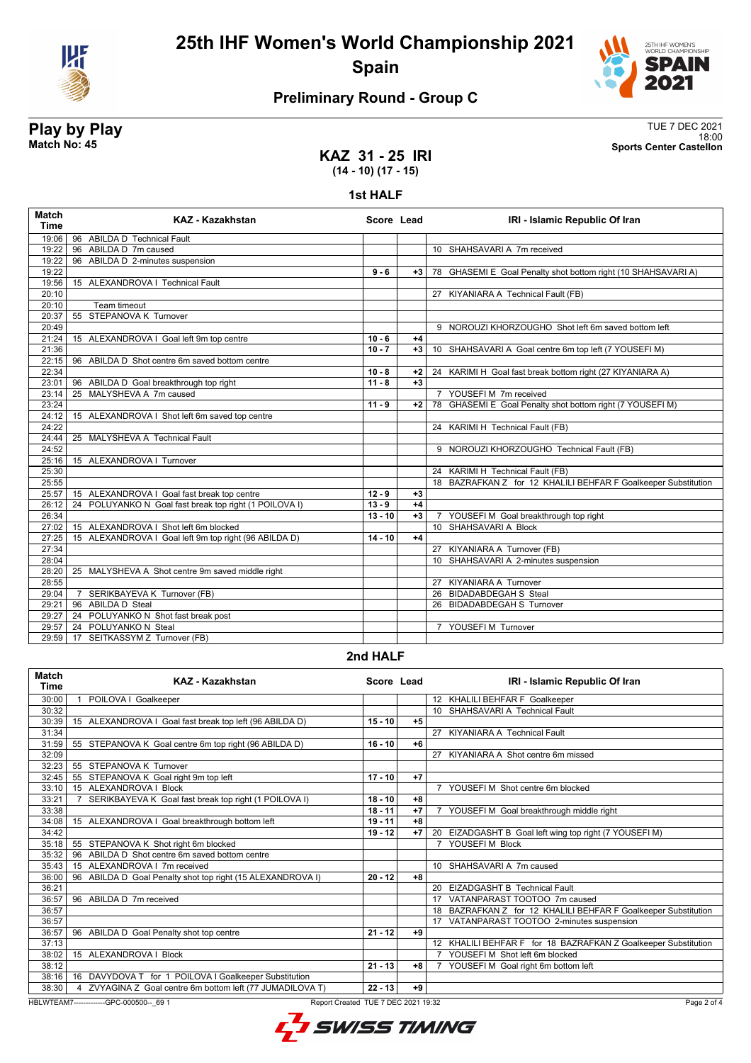# 25th IHF Women's World Championship 2021

## Spain

### Preliminary Round - Group C

**Play by Play**
**Match No: 45**

TUE 7 DEC 2021
18:00
**Sports Center Castellon**

## KAZ 31 - 25 IRI
**(14 - 10) (17 - 15)**

### 1st HALF

| Match Time | KAZ - Kazakhstan | Score | Lead | IRI - Islamic Republic Of Iran |
|---|---|---|---|---|
| 19:06 | 96 ABILDA D Technical Fault | | | |
| 19:22 | 96 ABILDA D 7m caused | | | 10 SHAHSAVARI A 7m received |
| 19:22 | 96 ABILDA D 2-minutes suspension | | | |
| 19:22 | | 9 - 6 | +3 | 78 GHASEMI E Goal Penalty shot bottom right (10 SHAHSAVARI A) |
| 19:56 | 15 ALEXANDROVA I Technical Fault | | | |
| 20:10 | | | | 27 KIYANIARA A Technical Fault (FB) |
| 20:10 | Team timeout | | | |
| 20:37 | 55 STEPANOVA K Turnover | | | |
| 20:49 | | | | 9 NOROUZI KHORZOUGHO Shot left 6m saved bottom left |
| 21:24 | 15 ALEXANDROVA I Goal left 9m top centre | 10 - 6 | +4 | |
| 21:36 | | 10 - 7 | +3 | 10 SHAHSAVARI A Goal centre 6m top left (7 YOUSEFI M) |
| 22:15 | 96 ABILDA D Shot centre 6m saved bottom centre | | | |
| 22:34 | | 10 - 8 | +2 | 24 KARIMI H Goal fast break bottom right (27 KIYANIARA A) |
| 23:01 | 96 ABILDA D Goal breakthrough top right | 11 - 8 | +3 | |
| 23:14 | 25 MALYSHEVA A 7m caused | | | 7 YOUSEFI M 7m received |
| 23:24 | | 11 - 9 | +2 | 78 GHASEMI E Goal Penalty shot bottom right (7 YOUSEFI M) |
| 24:12 | 15 ALEXANDROVA I Shot left 6m saved top centre | | | |
| 24:22 | | | | 24 KARIMI H Technical Fault (FB) |
| 24:44 | 25 MALYSHEVA A Technical Fault | | | |
| 24:52 | | | | 9 NOROUZI KHORZOUGHO Technical Fault (FB) |
| 25:16 | 15 ALEXANDROVA I Turnover | | | |
| 25:30 | | | | 24 KARIMI H Technical Fault (FB) |
| 25:55 | | | | 18 BAZRAFKAN Z for 12 KHALILI BEHFAR F Goalkeeper Substitution |
| 25:57 | 15 ALEXANDROVA I Goal fast break top centre | 12 - 9 | +3 | |
| 26:12 | 24 POLUYANKO N Goal fast break top right (1 POILOVA I) | 13 - 9 | +4 | |
| 26:34 | | 13 - 10 | +3 | 7 YOUSEFI M Goal breakthrough top right |
| 27:02 | 15 ALEXANDROVA I Shot left 6m blocked | | | 10 SHAHSAVARI A Block |
| 27:25 | 15 ALEXANDROVA I Goal left 9m top right (96 ABILDA D) | 14 - 10 | +4 | |
| 27:34 | | | | 27 KIYANIARA A Turnover (FB) |
| 28:04 | | | | 10 SHAHSAVARI A 2-minutes suspension |
| 28:20 | 25 MALYSHEVA A Shot centre 9m saved middle right | | | |
| 28:55 | | | | 27 KIYANIARA A Turnover |
| 29:04 | 7 SERIKBAYEVA K Turnover (FB) | | | 26 BIDADABDEGAH S Steal |
| 29:21 | 96 ABILDA D Steal | | | 26 BIDADABDEGAH S Turnover |
| 29:27 | 24 POLUYANKO N Shot fast break post | | | |
| 29:57 | 24 POLUYANKO N Steal | | | 7 YOUSEFI M Turnover |
| 29:59 | 17 SEITKASSYM Z Turnover (FB) | | | |

### 2nd HALF

| Match Time | KAZ - Kazakhstan | Score | Lead | IRI - Islamic Republic Of Iran |
|---|---|---|---|---|
| 30:00 | 1 POILOVA I Goalkeeper | | | 12 KHALILI BEHFAR F Goalkeeper |
| 30:32 | | | | 10 SHAHSAVARI A Technical Fault |
| 30:39 | 15 ALEXANDROVA I Goal fast break top left (96 ABILDA D) | 15 - 10 | +5 | |
| 31:34 | | | | 27 KIYANIARA A Technical Fault |
| 31:59 | 55 STEPANOVA K Goal centre 6m top right (96 ABILDA D) | 16 - 10 | +6 | |
| 32:09 | | | | 27 KIYANIARA A Shot centre 6m missed |
| 32:23 | 55 STEPANOVA K Turnover | | | |
| 32:45 | 55 STEPANOVA K Goal right 9m top left | 17 - 10 | +7 | |
| 33:10 | 15 ALEXANDROVA I Block | | | 7 YOUSEFI M Shot centre 6m blocked |
| 33:21 | 7 SERIKBAYEVA K Goal fast break top right (1 POILOVA I) | 18 - 10 | +8 | |
| 33:38 | | 18 - 11 | +7 | 7 YOUSEFI M Goal breakthrough middle right |
| 34:08 | 15 ALEXANDROVA I Goal breakthrough bottom left | 19 - 11 | +8 | |
| 34:42 | | 19 - 12 | +7 | 20 EIZADGASHT B Goal left wing top right (7 YOUSEFI M) |
| 35:18 | 55 STEPANOVA K Shot right 6m blocked | | | 7 YOUSEFI M Block |
| 35:32 | 96 ABILDA D Shot centre 6m saved bottom centre | | | |
| 35:43 | 15 ALEXANDROVA I 7m received | | | 10 SHAHSAVARI A 7m caused |
| 36:00 | 96 ABILDA D Goal Penalty shot top right (15 ALEXANDROVA I) | 20 - 12 | +8 | |
| 36:21 | | | | 20 EIZADGASHT B Technical Fault |
| 36:57 | 96 ABILDA D 7m received | | | 17 VATANPARAST TOOTOO 7m caused |
| 36:57 | | | | 18 BAZRAFKAN Z for 12 KHALILI BEHFAR F Goalkeeper Substitution |
| 36:57 | | | | 17 VATANPARAST TOOTOO 2-minutes suspension |
| 36:57 | 96 ABILDA D Goal Penalty shot top centre | 21 - 12 | +9 | |
| 37:13 | | | | 12 KHALILI BEHFAR F for 18 BAZRAFKAN Z Goalkeeper Substitution |
| 38:02 | 15 ALEXANDROVA I Block | | | 7 YOUSEFI M Shot left 6m blocked |
| 38:12 | | 21 - 13 | +8 | 7 YOUSEFI M Goal right 6m bottom left |
| 38:16 | 16 DAVYDOVA T for 1 POILOVA I Goalkeeper Substitution | | | |
| 38:30 | 4 ZVYAGINA Z Goal centre 6m bottom left (77 JUMADILOVA T) | 22 - 13 | +9 | |

HBLWTEAM7-------------GPC-000500--_69 1 Report Created TUE 7 DEC 2021 19:32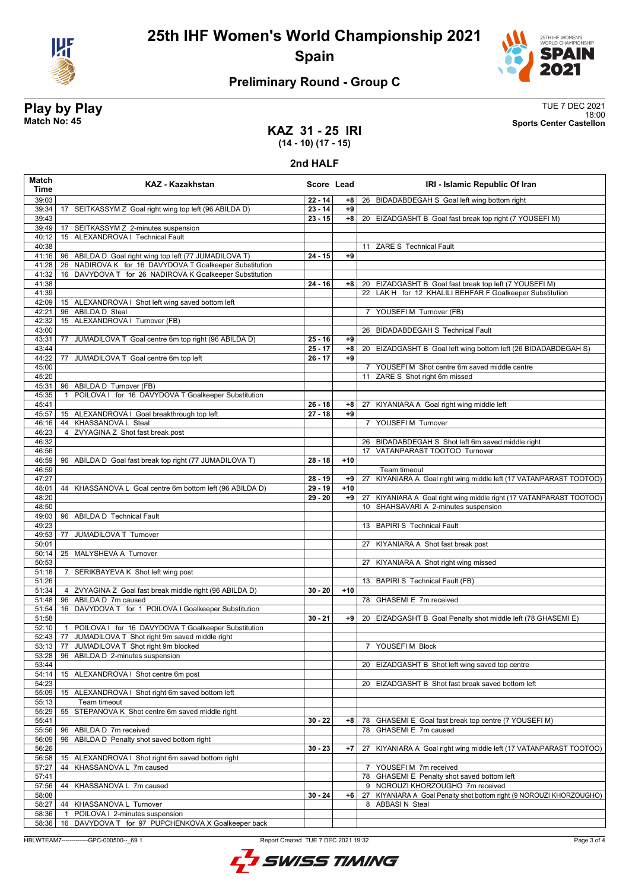# 25th IHF Women's World Championship 2021

## Spain

### Preliminary Round - Group C

**Play by Play**
**Match No: 45**

TUE 7 DEC 2021
18:00
**Sports Center Castellon**

## KAZ 31 - 25 IRI
**(14 - 10) (17 - 15)**

### 2nd HALF

| Match Time | KAZ - Kazakhstan | Score | Lead | IRI - Islamic Republic Of Iran |
|---|---|---|---|---|
| 39:03 | | 22 - 14 | +8 | 26 BIDADABDEGAH S Goal left wing bottom right |
| 39:34 | 17 SEITKASSYM Z Goal right wing top left (96 ABILDA D) | 23 - 14 | +9 | |
| 39:43 | | 23 - 15 | +8 | 20 EIZADGASHT B Goal fast break top right (7 YOUSEFI M) |
| 39:49 | 17 SEITKASSYM Z 2-minutes suspension | | | |
| 40:12 | 15 ALEXANDROVA I Technical Fault | | | |
| 40:38 | | | | 11 ZARE S Technical Fault |
| 41:16 | 96 ABILDA D Goal right wing top left (77 JUMADILOVA T) | 24 - 15 | +9 | |
| 41:28 | 26 NADIROVA K for 16 DAVYDOVA T Goalkeeper Substitution | | | |
| 41:32 | 16 DAVYDOVA T for 26 NADIROVA K Goalkeeper Substitution | | | |
| 41:38 | | 24 - 16 | +8 | 20 EIZADGASHT B Goal fast break top left (7 YOUSEFI M) |
| 41:39 | | | | 22 LAK H for 12 KHALILI BEHFAR F Goalkeeper Substitution |
| 42:09 | 15 ALEXANDROVA I Shot left wing saved bottom left | | | |
| 42:21 | 96 ABILDA D Steal | | | 7 YOUSEFI M Turnover (FB) |
| 42:32 | 15 ALEXANDROVA I Turnover (FB) | | | |
| 43:00 | | | | 26 BIDADABDEGAH S Technical Fault |
| 43:31 | 77 JUMADILOVA T Goal centre 6m top right (96 ABILDA D) | 25 - 16 | +9 | |
| 43:44 | | 25 - 17 | +8 | 20 EIZADGASHT B Goal left wing bottom left (26 BIDADABDEGAH S) |
| 44:22 | 77 JUMADILOVA T Goal centre 6m top left | 26 - 17 | +9 | |
| 45:00 | | | | 7 YOUSEFI M Shot centre 6m saved middle centre |
| 45:20 | | | | 11 ZARE S Shot right 6m missed |
| 45:31 | 96 ABILDA D Turnover (FB) | | | |
| 45:35 | 1 POILOVA I for 16 DAVYDOVA T Goalkeeper Substitution | | | |
| 45:41 | | 26 - 18 | +8 | 27 KIYANIARA A Goal right wing middle left |
| 45:57 | 15 ALEXANDROVA I Goal breakthrough top left | 27 - 18 | +9 | |
| 46:16 | 44 KHASSANOVA L Steal | | | 7 YOUSEFI M Turnover |
| 46:23 | 4 ZVYAGINA Z Shot fast break post | | | |
| 46:32 | | | | 26 BIDADABDEGAH S Shot left 6m saved middle right |
| 46:56 | | | | 17 VATANPARAST TOOTOO Turnover |
| 46:59 | 96 ABILDA D Goal fast break top right (77 JUMADILOVA T) | 28 - 18 | +10 | |
| 46:59 | | | | Team timeout |
| 47:27 | | 28 - 19 | +9 | 27 KIYANIARA A Goal right wing middle left (17 VATANPARAST TOOTOO) |
| 48:01 | 44 KHASSANOVA L Goal centre 6m bottom left (96 ABILDA D) | 29 - 19 | +10 | |
| 48:20 | | 29 - 20 | +9 | 27 KIYANIARA A Goal right wing middle right (17 VATANPARAST TOOTOO) |
| 48:50 | | | | 10 SHAHSAVARI A 2-minutes suspension |
| 49:03 | 96 ABILDA D Technical Fault | | | |
| 49:23 | | | | 13 BAPIRI S Technical Fault |
| 49:53 | 77 JUMADILOVA T Turnover | | | |
| 50:01 | | | | 27 KIYANIARA A Shot fast break post |
| 50:14 | 25 MALYSHEVA A Turnover | | | |
| 50:53 | | | | 27 KIYANIARA A Shot right wing missed |
| 51:18 | 7 SERIKBAYEVA K Shot left wing post | | | |
| 51:26 | | | | 13 BAPIRI S Technical Fault (FB) |
| 51:34 | 4 ZVYAGINA Z Goal fast break middle right (96 ABILDA D) | 30 - 20 | +10 | |
| 51:48 | 96 ABILDA D 7m caused | | | 78 GHASEMI E 7m received |
| 51:54 | 16 DAVYDOVA T for 1 POILOVA I Goalkeeper Substitution | | | |
| 51:58 | | 30 - 21 | +9 | 20 EIZADGASHT B Goal Penalty shot middle left (78 GHASEMI E) |
| 52:10 | 1 POILOVA I for 16 DAVYDOVA T Goalkeeper Substitution | | | |
| 52:43 | 77 JUMADILOVA T Shot right 9m saved middle right | | | |
| 53:13 | 77 JUMADILOVA T Shot right 9m blocked | | | 7 YOUSEFI M Block |
| 53:28 | 96 ABILDA D 2-minutes suspension | | | |
| 53:44 | | | | 20 EIZADGASHT B Shot left wing saved top centre |
| 54:14 | 15 ALEXANDROVA I Shot centre 6m post | | | |
| 54:23 | | | | 20 EIZADGASHT B Shot fast break saved bottom left |
| 55:09 | 15 ALEXANDROVA I Shot right 6m saved bottom left | | | |
| 55:13 | Team timeout | | | |
| 55:29 | 55 STEPANOVA K Shot centre 6m saved middle right | | | |
| 55:41 | | 30 - 22 | +8 | 78 GHASEMI E Goal fast break top centre (7 YOUSEFI M) |
| 55:56 | 96 ABILDA D 7m received | | | 78 GHASEMI E 7m caused |
| 56:09 | 96 ABILDA D Penalty shot saved bottom right | | | |
| 56:26 | | 30 - 23 | +7 | 27 KIYANIARA A Goal right wing middle left (17 VATANPARAST TOOTOO) |
| 56:58 | 15 ALEXANDROVA I Shot right 6m saved bottom right | | | |
| 57:27 | 44 KHASSANOVA L 7m caused | | | 7 YOUSEFI M 7m received |
| 57:41 | | | | 78 GHASEMI E Penalty shot saved bottom left |
| 57:56 | 44 KHASSANOVA L 7m caused | | | 9 NOROUZI KHORZOUGHO 7m received |
| 58:08 | | 30 - 24 | +6 | 27 KIYANIARA A Goal Penalty shot bottom right (9 NOROUZI KHORZOUGHO) |
| 58:27 | 44 KHASSANOVA L Turnover | | | 8 ABBASI N Steal |
| 58:36 | 1 POILOVA I 2-minutes suspension | | | |
| 58:36 | 16 DAVYDOVA T for 97 PUPCHENKOVA X Goalkeeper back | | | |

HBLWTEAM7-------------GPC-000500--_69 1 Report Created TUE 7 DEC 2021 19:32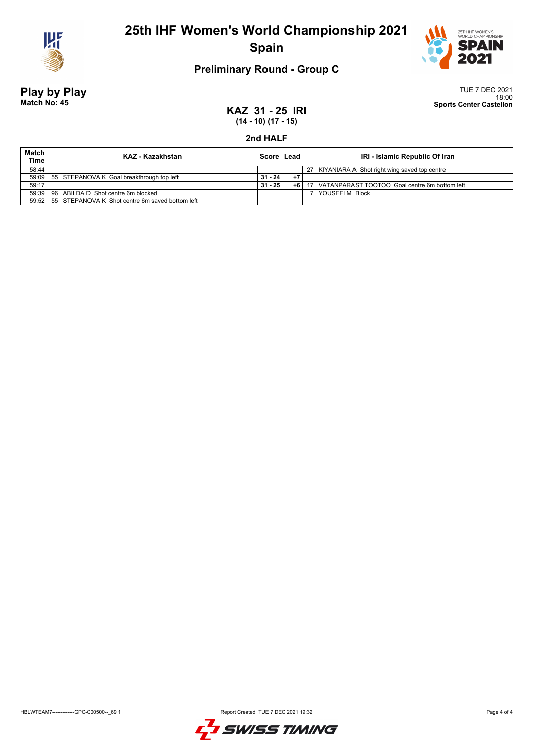# 25th IHF Women's World Championship 2021

## Spain

### Preliminary Round - Group C

**Play by Play**
**Match No: 45**

TUE 7 DEC 2021
18:00
**Sports Center Castellon**

## KAZ 31 - 25 IRI

**(14 - 10) (17 - 15)**

### 2nd HALF

| Match Time | KAZ - Kazakhstan | Score | Lead | IRI - Islamic Republic Of Iran |
|---|---|---|---|---|
| 58:44 | | | | 27 KIYANIARA A Shot right wing saved top centre |
| 59:09 | 55 STEPANOVA K Goal breakthrough top left | 31 - 24 | +7 | |
| 59:17 | | 31 - 25 | +6 | 17 VATANPARAST TOOTOO Goal centre 6m bottom left |
| 59:39 | 96 ABILDA D Shot centre 6m blocked | | | 7 YOUSEFI M Block |
| 59:52 | 55 STEPANOVA K Shot centre 6m saved bottom left | | | |

HBLWTEAM7-------------GPC-000500--_69 1 Report Created TUE 7 DEC 2021 19:32